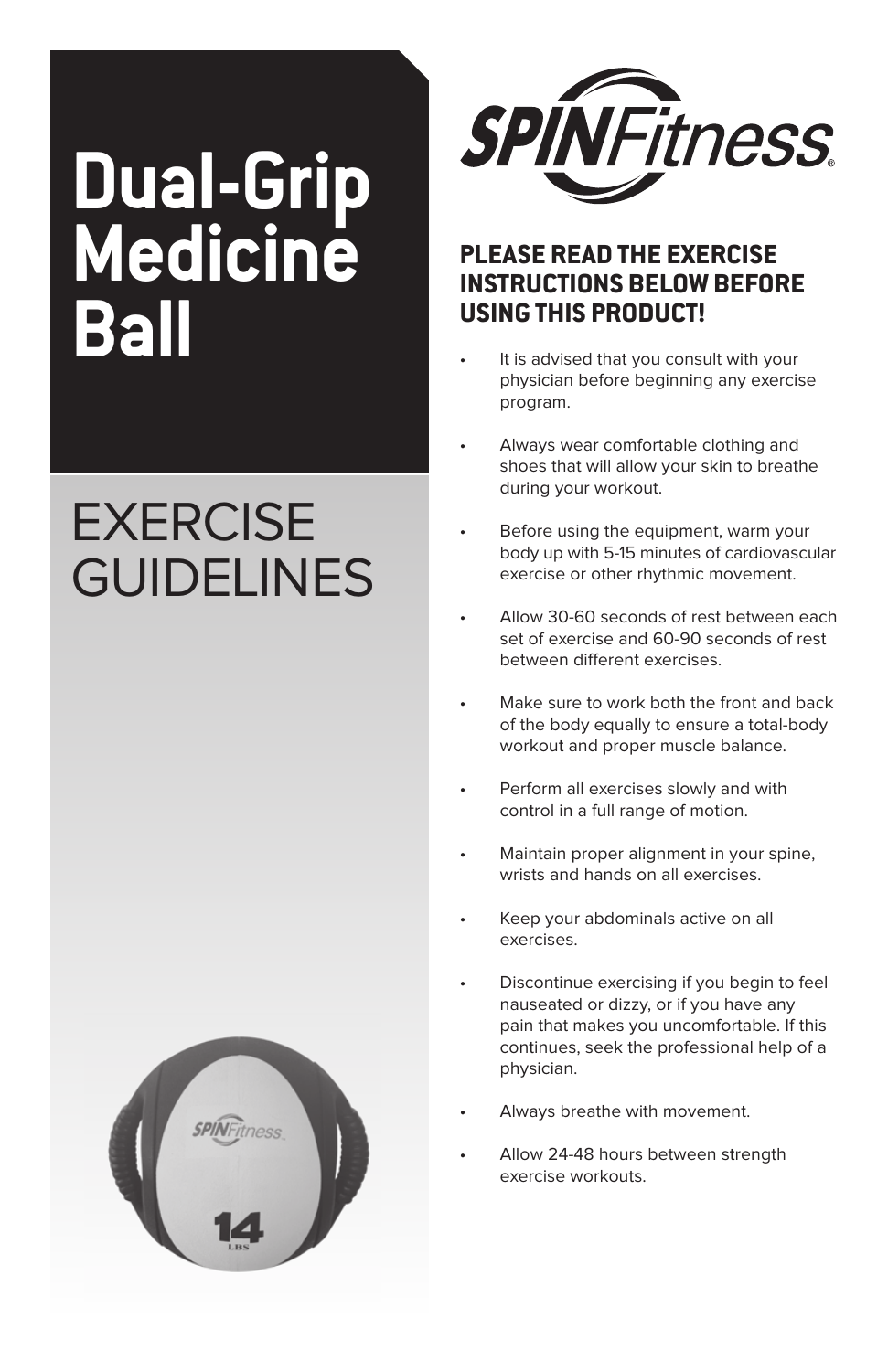# Dual-Grip Medicine Ball

## EXERCISE GUIDELINES

SPINFitness

### PLEASE READ THE EXERCISE INSTRUCTIONS BELOW BEFORE USING THIS PRODUCT!

- It is advised that you consult with your physician before beginning any exercise program.
- Always wear comfortable clothing and shoes that will allow your skin to breathe during your workout.
- Before using the equipment, warm your body up with 5-15 minutes of cardiovascular exercise or other rhythmic movement.
- Allow 30-60 seconds of rest between each set of exercise and 60-90 seconds of rest between different exercises.
- Make sure to work both the front and back of the body equally to ensure a total-body workout and proper muscle balance.
- Perform all exercises slowly and with control in a full range of motion.
- Maintain proper alignment in your spine, wrists and hands on all exercises.
- Keep your abdominals active on all exercises.
- Discontinue exercising if you begin to feel nauseated or dizzy, or if you have any pain that makes you uncomfortable. If this continues, seek the professional help of a physician.
- Always breathe with movement.
- Allow 24-48 hours between strength exercise workouts.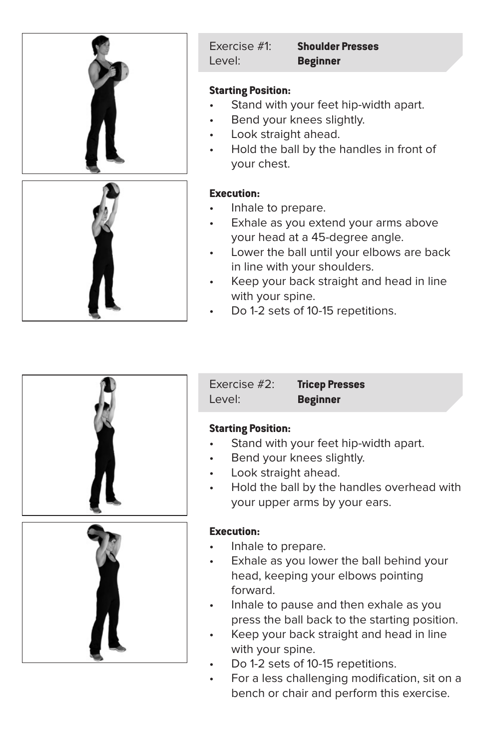Exercise #1: **Shoulder Presses**
Level: **Beginner**

**Starting Position:**

- Stand with your feet hip-width apart.
- Bend your knees slightly.
- Look straight ahead.
- Hold the ball by the handles in front of your chest.

**Execution:**

- Inhale to prepare.
- Exhale as you extend your arms above your head at a 45-degree angle.
- Lower the ball until your elbows are back in line with your shoulders.
- Keep your back straight and head in line with your spine.
- Do 1-2 sets of 10-15 repetitions.

Exercise #2: **Tricep Presses**
Level: **Beginner**

**Starting Position:**

- Stand with your feet hip-width apart.
- Bend your knees slightly.
- Look straight ahead.
- Hold the ball by the handles overhead with your upper arms by your ears.

**Execution:**

- Inhale to prepare.
- Exhale as you lower the ball behind your head, keeping your elbows pointing forward.
- Inhale to pause and then exhale as you press the ball back to the starting position.
- Keep your back straight and head in line with your spine.
- Do 1-2 sets of 10-15 repetitions.
- For a less challenging modification, sit on a bench or chair and perform this exercise.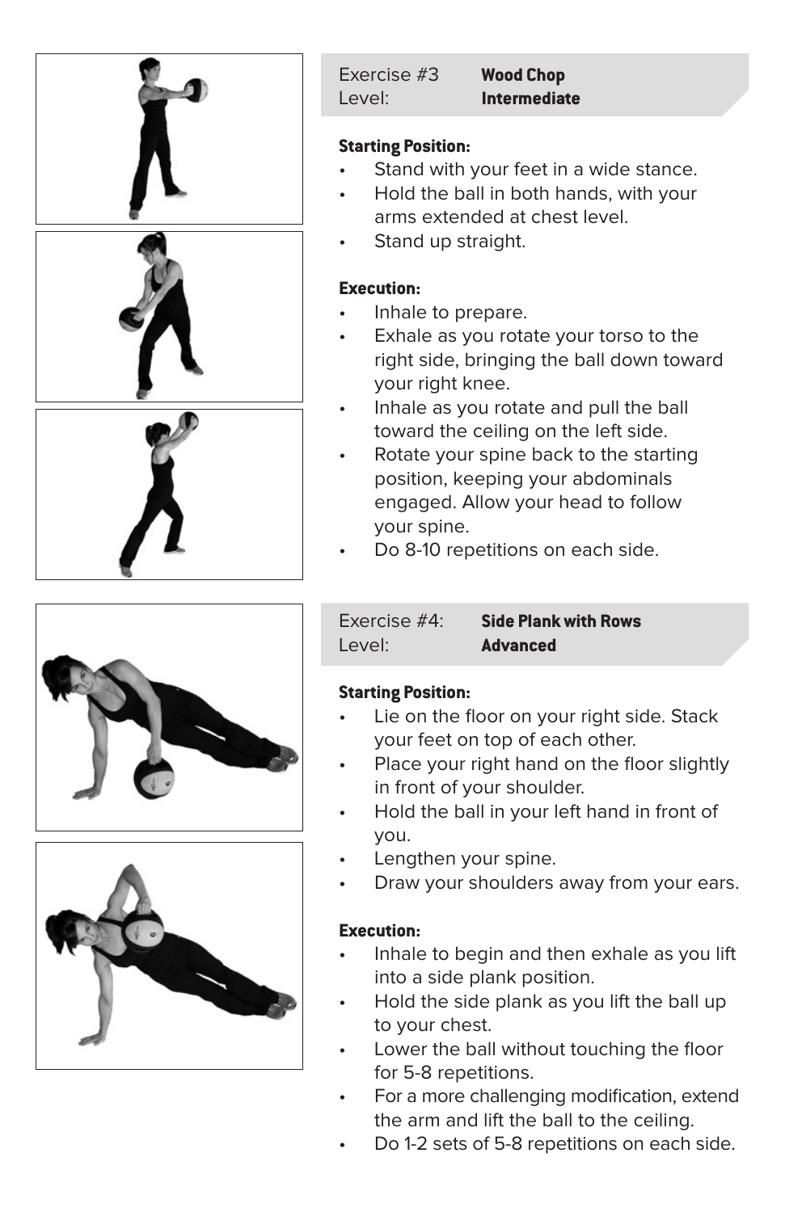## Exercise #3 **Wood Chop**
Level: **Intermediate**

**Starting Position:**

- Stand with your feet in a wide stance.
- Hold the ball in both hands, with your arms extended at chest level.
- Stand up straight.

**Execution:**

- Inhale to prepare.
- Exhale as you rotate your torso to the right side, bringing the ball down toward your right knee.
- Inhale as you rotate and pull the ball toward the ceiling on the left side.
- Rotate your spine back to the starting position, keeping your abdominals engaged. Allow your head to follow your spine.
- Do 8-10 repetitions on each side.

## Exercise #4: **Side Plank with Rows**
Level: **Advanced**

**Starting Position:**

- Lie on the floor on your right side. Stack your feet on top of each other.
- Place your right hand on the floor slightly in front of your shoulder.
- Hold the ball in your left hand in front of you.
- Lengthen your spine.
- Draw your shoulders away from your ears.

**Execution:**

- Inhale to begin and then exhale as you lift into a side plank position.
- Hold the side plank as you lift the ball up to your chest.
- Lower the ball without touching the floor for 5-8 repetitions.
- For a more challenging modification, extend the arm and lift the ball to the ceiling.
- Do 1-2 sets of 5-8 repetitions on each side.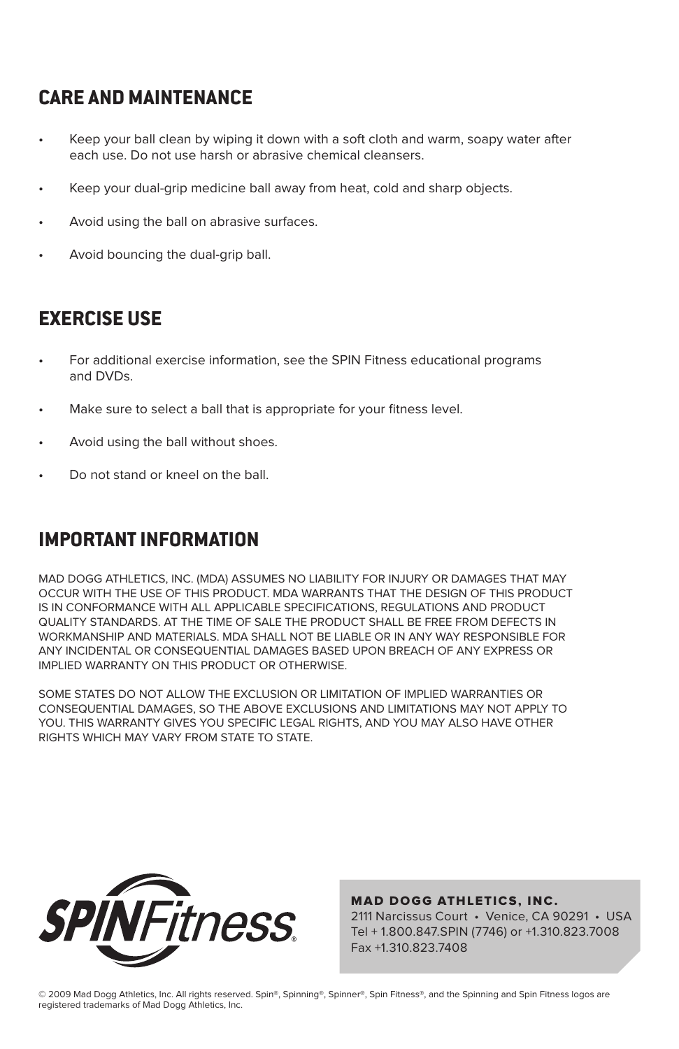## CARE AND MAINTENANCE

- Keep your ball clean by wiping it down with a soft cloth and warm, soapy water after each use. Do not use harsh or abrasive chemical cleansers.
- Keep your dual-grip medicine ball away from heat, cold and sharp objects.
- Avoid using the ball on abrasive surfaces.
- Avoid bouncing the dual-grip ball.

## EXERCISE USE

- For additional exercise information, see the SPIN Fitness educational programs and DVDs.
- Make sure to select a ball that is appropriate for your fitness level.
- Avoid using the ball without shoes.
- Do not stand or kneel on the ball.

## IMPORTANT INFORMATION

MAD DOGG ATHLETICS, INC. (MDA) ASSUMES NO LIABILITY FOR INJURY OR DAMAGES THAT MAY OCCUR WITH THE USE OF THIS PRODUCT. MDA WARRANTS THAT THE DESIGN OF THIS PRODUCT IS IN CONFORMANCE WITH ALL APPLICABLE SPECIFICATIONS, REGULATIONS AND PRODUCT QUALITY STANDARDS. AT THE TIME OF SALE THE PRODUCT SHALL BE FREE FROM DEFECTS IN WORKMANSHIP AND MATERIALS. MDA SHALL NOT BE LIABLE OR IN ANY WAY RESPONSIBLE FOR ANY INCIDENTAL OR CONSEQUENTIAL DAMAGES BASED UPON BREACH OF ANY EXPRESS OR IMPLIED WARRANTY ON THIS PRODUCT OR OTHERWISE.

SOME STATES DO NOT ALLOW THE EXCLUSION OR LIMITATION OF IMPLIED WARRANTIES OR CONSEQUENTIAL DAMAGES, SO THE ABOVE EXCLUSIONS AND LIMITATIONS MAY NOT APPLY TO YOU. THIS WARRANTY GIVES YOU SPECIFIC LEGAL RIGHTS, AND YOU MAY ALSO HAVE OTHER RIGHTS WHICH MAY VARY FROM STATE TO STATE.

SPINFitness®

**MAD DOGG ATHLETICS, INC.**
2111 Narcissus Court • Venice, CA 90291 • USA
Tel + 1.800.847.SPIN (7746) or +1.310.823.7008
Fax +1.310.823.7408

© 2009 Mad Dogg Athletics, Inc. All rights reserved. Spin®, Spinning®, Spinner®, Spin Fitness®, and the Spinning and Spin Fitness logos are registered trademarks of Mad Dogg Athletics, Inc.